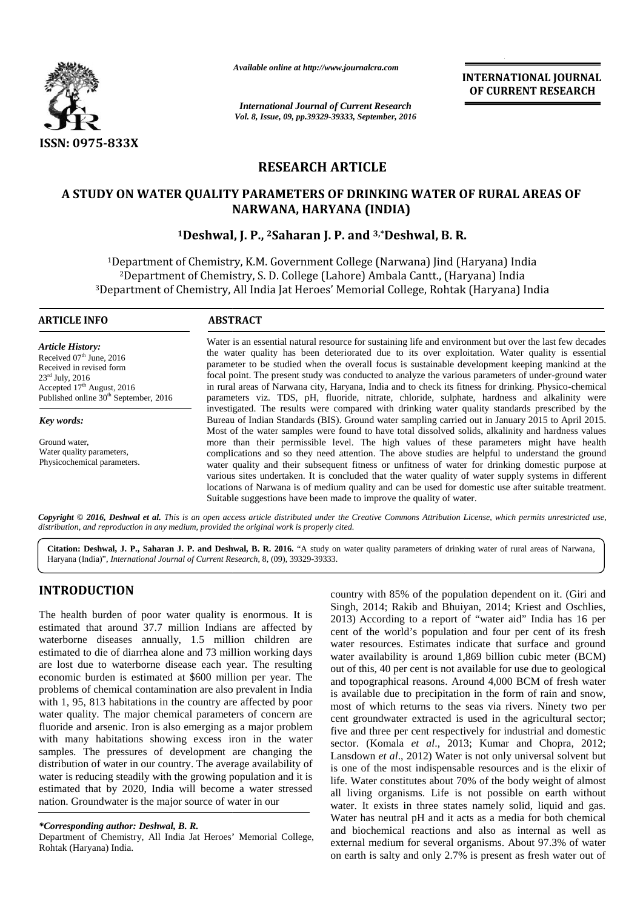# RESEARCH ARTICLE

# A STUDY ON WATER QUALITY PARAMETERS OF DRINKING WATER OF RURAL AREAS OF NARWANA, HARYANA (INDIA)

**[1]Deshwal, J. P., [2]Saharan J. P. and [3,*]Deshwal, B. R.**

[1]Department of Chemistry, K.M. Government College (Narwana) Jind (Haryana) India
[2]Department of Chemistry, S. D. College (Lahore) Ambala Cantt., (Haryana) India
[3]Department of Chemistry, All India Jat Heroes' Memorial College, Rohtak (Haryana) India

## ARTICLE INFO

***Article History:***
Received 07th June, 2016
Received in revised form
23rd July, 2016
Accepted 17th August, 2016
Published online 30th September, 2016

***Key words:***
Ground water,
Water quality parameters,
Physicochemical parameters.

## ABSTRACT

Water is an essential natural resource for sustaining life and environment but over the last few decades the water quality has been deteriorated due to its over exploitation. Water quality is essential parameter to be studied when the overall focus is sustainable development keeping mankind at the focal point. The present study was conducted to analyze the various parameters of under-ground water in rural areas of Narwana city, Haryana, India and to check its fitness for drinking. Physico-chemical parameters viz. TDS, pH, fluoride, nitrate, chloride, sulphate, hardness and alkalinity were investigated. The results were compared with drinking water quality standards prescribed by the Bureau of Indian Standards (BIS). Ground water sampling carried out in January 2015 to April 2015. Most of the water samples were found to have total dissolved solids, alkalinity and hardness values more than their permissible level. The high values of these parameters might have health complications and so they need attention. The above studies are helpful to understand the ground water quality and their subsequent fitness or unfitness of water for drinking domestic purpose at various sites undertaken. It is concluded that the water quality of water supply systems in different locations of Narwana is of medium quality and can be used for domestic use after suitable treatment. Suitable suggestions have been made to improve the quality of water.

*Copyright © 2016, Deshwal et al. This is an open access article distributed under the Creative Commons Attribution License, which permits unrestricted use, distribution, and reproduction in any medium, provided the original work is properly cited.*

**Citation: Deshwal, J. P., Saharan J. P. and Deshwal, B. R. 2016.** "A study on water quality parameters of drinking water of rural areas of Narwana, Haryana (India)", *International Journal of Current Research*, 8, (09), 39329-39333.

## INTRODUCTION

The health burden of poor water quality is enormous. It is estimated that around 37.7 million Indians are affected by waterborne diseases annually, 1.5 million children are estimated to die of diarrhea alone and 73 million working days are lost due to waterborne disease each year. The resulting economic burden is estimated at $600 million per year. The problems of chemical contamination are also prevalent in India with 1, 95, 813 habitations in the country are affected by poor water quality. The major chemical parameters of concern are fluoride and arsenic. Iron is also emerging as a major problem with many habitations showing excess iron in the water samples. The pressures of development are changing the distribution of water in our country. The average availability of water is reducing steadily with the growing population and it is estimated that by 2020, India will become a water stressed nation. Groundwater is the major source of water in our country with 85% of the population dependent on it. (Giri and Singh, 2014; Rakib and Bhuiyan, 2014; Kriest and Oschlies, 2013) According to a report of "water aid" India has 16 per cent of the world's population and four per cent of its fresh water resources. Estimates indicate that surface and ground water availability is around 1,869 billion cubic meter (BCM) out of this, 40 per cent is not available for use due to geological and topographical reasons. Around 4,000 BCM of fresh water is available due to precipitation in the form of rain and snow, most of which returns to the seas via rivers. Ninety two per cent groundwater extracted is used in the agricultural sector; five and three per cent respectively for industrial and domestic sector. (Komala *et al*., 2013; Kumar and Chopra, 2012; Lansdown *et al*., 2012) Water is not only universal solvent but is one of the most indispensable resources and is the elixir of life. Water constitutes about 70% of the body weight of almost all living organisms. Life is not possible on earth without water. It exists in three states namely solid, liquid and gas. Water has neutral pH and it acts as a media for both chemical and biochemical reactions and also as internal as well as external medium for several organisms. About 97.3% of water on earth is salty and only 2.7% is present as fresh water out of

***Corresponding author: Deshwal, B. R.**
Department of Chemistry, All India Jat Heroes' Memorial College, Rohtak (Haryana) India.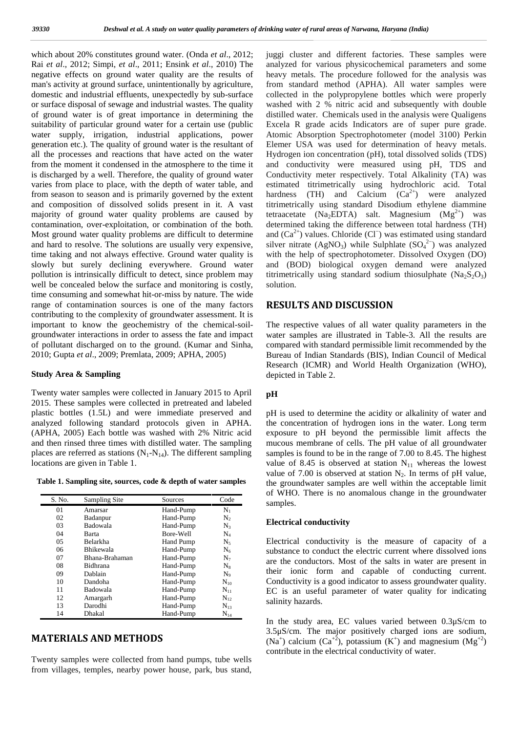which about 20% constitutes ground water. (Onda *et al*., 2012; Rai *et al*., 2012; Simpi, *et al*., 2011; Ensink *et al*., 2010) The negative effects on ground water quality are the results of man's activity at ground surface, unintentionally by agriculture, domestic and industrial effluents, unexpectedly by sub-surface or surface disposal of sewage and industrial wastes. The quality of ground water is of great importance in determining the suitability of particular ground water for a certain use (public water supply, irrigation, industrial applications, power generation etc.). The quality of ground water is the resultant of all the processes and reactions that have acted on the water from the moment it condensed in the atmosphere to the time it is discharged by a well. Therefore, the quality of ground water varies from place to place, with the depth of water table, and from season to season and is primarily governed by the extent and composition of dissolved solids present in it. A vast majority of ground water quality problems are caused by contamination, over-exploitation, or combination of the both. Most ground water quality problems are difficult to determine and hard to resolve. The solutions are usually very expensive, time taking and not always effective. Ground water quality is slowly but surely declining everywhere. Ground water pollution is intrinsically difficult to detect, since problem may well be concealed below the surface and monitoring is costly, time consuming and somewhat hit-or-miss by nature. The wide range of contamination sources is one of the many factors contributing to the complexity of groundwater assessment. It is important to know the geochemistry of the chemical-soil-groundwater interactions in order to assess the fate and impact of pollutant discharged on to the ground. (Kumar and Sinha, 2010; Gupta *et al*., 2009; Premlata, 2009; APHA, 2005)

### Study Area & Sampling

Twenty water samples were collected in January 2015 to April 2015. These samples were collected in pretreated and labeled plastic bottles (1.5L) and were immediate preserved and analyzed following standard protocols given in APHA. (APHA, 2005) Each bottle was washed with 2% Nitric acid and then rinsed three times with distilled water. The sampling places are referred as stations ($N_1$-$N_{14}$). The different sampling locations are given in Table 1.

**Table 1. Sampling site, sources, code & depth of water samples**

| S. No. | Sampling Site | Sources | Code |
|---|---|---|---|
| 01 | Amarsar | Hand-Pump | $N_1$ |
| 02 | Badanpur | Hand-Pump | $N_2$ |
| 03 | Badowala | Hand-Pump | $N_3$ |
| 04 | Barta | Bore-Well | $N_4$ |
| 05 | Belarkha | Hand Pump | $N_5$ |
| 06 | Bhikewala | Hand-Pump | $N_6$ |
| 07 | Bhana-Brahaman | Hand-Pump | $N_7$ |
| 08 | Bidhrana | Hand-Pump | $N_8$ |
| 09 | Dablain | Hand-Pump | $N_9$ |
| 10 | Dandoha | Hand-Pump | $N_{10}$ |
| 11 | Badowala | Hand-Pump | $N_{11}$ |
| 12 | Amargarh | Hand-Pump | $N_{12}$ |
| 13 | Darodhi | Hand-Pump | $N_{13}$ |
| 14 | Dhakal | Hand-Pump | $N_{14}$ |

## MATERIALS AND METHODS

Twenty samples were collected from hand pumps, tube wells from villages, temples, nearby power house, park, bus stand, juggi cluster and different factories. These samples were analyzed for various physicochemical parameters and some heavy metals. The procedure followed for the analysis was from standard method (APHA). All water samples were collected in the polypropylene bottles which were properly washed with 2 % nitric acid and subsequently with double distilled water. Chemicals used in the analysis were Qualigens Excela R grade acids Indicators are of super pure grade. Atomic Absorption Spectrophotometer (model 3100) Perkin Elemer USA was used for determination of heavy metals. Hydrogen ion concentration (pH), total dissolved solids (TDS) and conductivity were measured using pH, TDS and Conductivity meter respectively. Total Alkalinity (TA) was estimated titrimetrically using hydrochloric acid. Total hardness (TH) and Calcium ($Ca^{2+}$) were analyzed titrimetrically using standard Disodium ethylene diammine tetraacetate ($Na_2EDTA$) salt. Magnesium ($Mg^{2+}$) was determined taking the difference between total hardness (TH) and ($Ca^{2+}$) values. Chloride ($Cl^-$) was estimated using standard silver nitrate ($AgNO_3$) while Sulphlate ($SO_4^{2-}$) was analyzed with the help of spectrophotometer. Dissolved Oxygen (DO) and (BOD) biological oxygen demand were analyzed titrimetrically using standard sodium thiosulphate ($Na_2S_2O_3$) solution.

## RESULTS AND DISCUSSION

The respective values of all water quality parameters in the water samples are illustrated in Table-3. All the results are compared with standard permissible limit recommended by the Bureau of Indian Standards (BIS), Indian Council of Medical Research (ICMR) and World Health Organization (WHO), depicted in Table 2.

### pH

pH is used to determine the acidity or alkalinity of water and the concentration of hydrogen ions in the water. Long term exposure to pH beyond the permissible limit affects the mucous membrane of cells. The pH value of all groundwater samples is found to be in the range of 7.00 to 8.45. The highest value of 8.45 is observed at station $N_{11}$ whereas the lowest value of 7.00 is observed at station $N_2$. In terms of pH value, the groundwater samples are well within the acceptable limit of WHO. There is no anomalous change in the groundwater samples.

### Electrical conductivity

Electrical conductivity is the measure of capacity of a substance to conduct the electric current where dissolved ions are the conductors. Most of the salts in water are present in their ionic form and capable of conducting current. Conductivity is a good indicator to assess groundwater quality. EC is an useful parameter of water quality for indicating salinity hazards.

In the study area, EC values varied between 0.3μS/cm to 3.5μS/cm. The major positively charged ions are sodium, ($Na^+$) calcium ($Ca^{+2}$), potassium ($K^+$) and magnesium ($Mg^{+2}$) contribute in the electrical conductivity of water.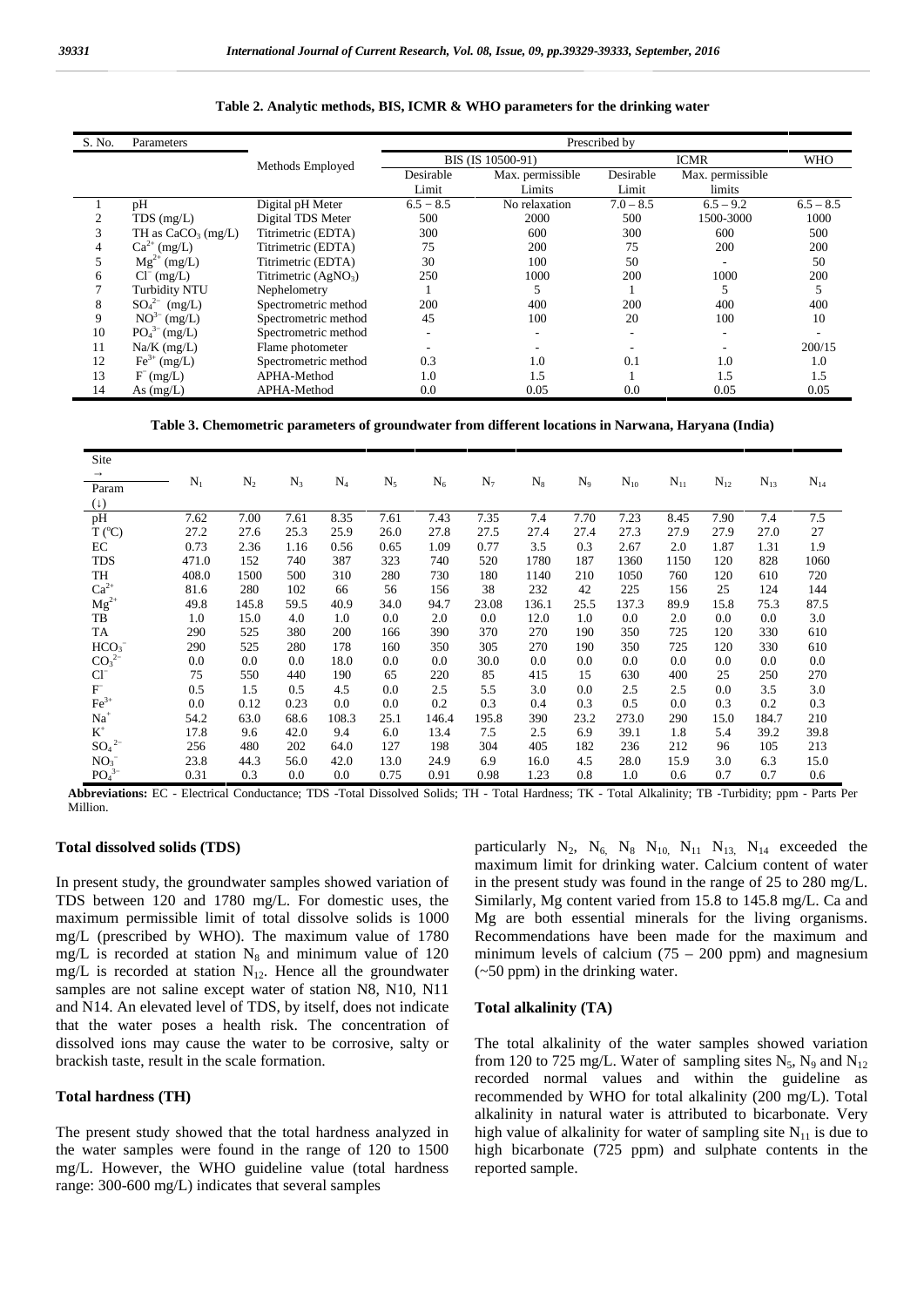**Table 2. Analytic methods, BIS, ICMR & WHO parameters for the drinking water**

| S. No. | Parameters | Methods Employed | Prescribed by | | | | |
|---|---|---|---|---|---|---|---|
| | | | BIS (IS 10500-91) | | ICMR | | WHO |
| | | | Desirable Limit | Max. permissible Limits | Desirable Limit | Max. permissible limits | |
| 1 | pH | Digital pH Meter | 6.5 – 8.5 | No relaxation | 7.0 – 8.5 | 6.5 – 9.2 | 6.5 – 8.5 |
| 2 | TDS (mg/L) | Digital TDS Meter | 500 | 2000 | 500 | 1500-3000 | 1000 |
| 3 | TH as $CaCO_3$ (mg/L) | Titrimetric (EDTA) | 300 | 600 | 300 | 600 | 500 |
| 4 | $Ca^{2+}$ (mg/L) | Titrimetric (EDTA) | 75 | 200 | 75 | 200 | 200 |
| 5 | $Mg^{2+}$ (mg/L) | Titrimetric (EDTA) | 30 | 100 | 50 | - | 50 |
| 6 | $Cl^-$ (mg/L) | Titrimetric ($AgNO_3$) | 250 | 1000 | 200 | 1000 | 200 |
| 7 | Turbidity NTU | Nephelometry | 1 | 5 | 1 | 5 | 5 |
| 8 | $SO_4^{2-}$ (mg/L) | Spectrometric method | 200 | 400 | 200 | 400 | 400 |
| 9 | $NO^{3-}$ (mg/L) | Spectrometric method | 45 | 100 | 20 | 100 | 10 |
| 10 | $PO_4^{3-}$ (mg/L) | Spectrometric method | - | - | - | - | - |
| 11 | Na/K (mg/L) | Flame photometer | - | - | - | - | 200/15 |
| 12 | $Fe^{3+}$ (mg/L) | Spectrometric method | 0.3 | 1.0 | 0.1 | 1.0 | 1.0 |
| 13 | $F^-$ (mg/L) | APHA-Method | 1.0 | 1.5 | 1 | 1.5 | 1.5 |
| 14 | As (mg/L) | APHA-Method | 0.0 | 0.05 | 0.0 | 0.05 | 0.05 |

**Table 3. Chemometric parameters of groundwater from different locations in Narwana, Haryana (India)**

| Site → Param (↓) | $N_1$ | $N_2$ | $N_3$ | $N_4$ | $N_5$ | $N_6$ | $N_7$ | $N_8$ | $N_9$ | $N_{10}$ | $N_{11}$ | $N_{12}$ | $N_{13}$ | $N_{14}$ |
|---|---|---|---|---|---|---|---|---|---|---|---|---|---|---|
| pH | 7.62 | 7.00 | 7.61 | 8.35 | 7.61 | 7.43 | 7.35 | 7.4 | 7.70 | 7.23 | 8.45 | 7.90 | 7.4 | 7.5 |
| T (°C) | 27.2 | 27.6 | 25.3 | 25.9 | 26.0 | 27.8 | 27.5 | 27.4 | 27.4 | 27.3 | 27.9 | 27.9 | 27.0 | 27 |
| EC | 0.73 | 2.36 | 1.16 | 0.56 | 0.65 | 1.09 | 0.77 | 3.5 | 0.3 | 2.67 | 2.0 | 1.87 | 1.31 | 1.9 |
| TDS | 471.0 | 152 | 740 | 387 | 323 | 740 | 520 | 1780 | 187 | 1360 | 1150 | 120 | 828 | 1060 |
| TH | 408.0 | 1500 | 500 | 310 | 280 | 730 | 180 | 1140 | 210 | 1050 | 760 | 120 | 610 | 720 |
| $Ca^{2+}$ | 81.6 | 280 | 102 | 66 | 56 | 156 | 38 | 232 | 42 | 225 | 156 | 25 | 124 | 144 |
| $Mg^{2+}$ | 49.8 | 145.8 | 59.5 | 40.9 | 34.0 | 94.7 | 23.08 | 136.1 | 25.5 | 137.3 | 89.9 | 15.8 | 75.3 | 87.5 |
| TB | 1.0 | 15.0 | 4.0 | 1.0 | 0.0 | 2.0 | 0.0 | 12.0 | 1.0 | 0.0 | 2.0 | 0.0 | 0.0 | 3.0 |
| TA | 290 | 525 | 380 | 200 | 166 | 390 | 370 | 270 | 190 | 350 | 725 | 120 | 330 | 610 |
| $HCO_3^-$ | 290 | 525 | 280 | 178 | 160 | 350 | 305 | 270 | 190 | 350 | 725 | 120 | 330 | 610 |
| $CO_3^{2-}$ | 0.0 | 0.0 | 0.0 | 18.0 | 0.0 | 0.0 | 30.0 | 0.0 | 0.0 | 0.0 | 0.0 | 0.0 | 0.0 | 0.0 |
| $Cl^-$ | 75 | 550 | 440 | 190 | 65 | 220 | 85 | 415 | 15 | 630 | 400 | 25 | 250 | 270 |
| $F^-$ | 0.5 | 1.5 | 0.5 | 4.5 | 0.0 | 2.5 | 5.5 | 3.0 | 0.0 | 2.5 | 2.5 | 0.0 | 3.5 | 3.0 |
| $Fe^{3+}$ | 0.0 | 0.12 | 0.23 | 0.0 | 0.0 | 0.2 | 0.3 | 0.4 | 0.3 | 0.5 | 0.0 | 0.3 | 0.2 | 0.3 |
| $Na^+$ | 54.2 | 63.0 | 68.6 | 108.3 | 25.1 | 146.4 | 195.8 | 390 | 23.2 | 273.0 | 290 | 15.0 | 184.7 | 210 |
| $K^+$ | 17.8 | 9.6 | 42.0 | 9.4 | 6.0 | 13.4 | 7.5 | 2.5 | 6.9 | 39.1 | 1.8 | 5.4 | 39.2 | 39.8 |
| $SO_4^{2-}$ | 256 | 480 | 202 | 64.0 | 127 | 198 | 304 | 405 | 182 | 236 | 212 | 96 | 105 | 213 |
| $NO_3^-$ | 23.8 | 44.3 | 56.0 | 42.0 | 13.0 | 24.9 | 6.9 | 16.0 | 4.5 | 28.0 | 15.9 | 3.0 | 6.3 | 15.0 |
| $PO_4^{3-}$ | 0.31 | 0.3 | 0.0 | 0.0 | 0.75 | 0.91 | 0.98 | 1.23 | 0.8 | 1.0 | 0.6 | 0.7 | 0.7 | 0.6 |

**Abbreviations:** EC - Electrical Conductance; TDS -Total Dissolved Solids; TH - Total Hardness; TK - Total Alkalinity; TB -Turbidity; ppm - Parts Per Million.

### Total dissolved solids (TDS)

In present study, the groundwater samples showed variation of TDS between 120 and 1780 mg/L. For domestic uses, the maximum permissible limit of total dissolve solids is 1000 mg/L (prescribed by WHO). The maximum value of 1780 mg/L is recorded at station $N_8$ and minimum value of 120 mg/L is recorded at station $N_{12}$. Hence all the groundwater samples are not saline except water of station N8, N10, N11 and N14. An elevated level of TDS, by itself, does not indicate that the water poses a health risk. The concentration of dissolved ions may cause the water to be corrosive, salty or brackish taste, result in the scale formation.

### Total hardness (TH)

The present study showed that the total hardness analyzed in the water samples were found in the range of 120 to 1500 mg/L. However, the WHO guideline value (total hardness range: 300-600 mg/L) indicates that several samples particularly $N_2$, $N_6$, $N_8$ $N_{10}$, $N_{11}$ $N_{13}$, $N_{14}$ exceeded the maximum limit for drinking water. Calcium content of water in the present study was found in the range of 25 to 280 mg/L. Similarly, Mg content varied from 15.8 to 145.8 mg/L. Ca and Mg are both essential minerals for the living organisms. Recommendations have been made for the maximum and minimum levels of calcium (75 – 200 ppm) and magnesium (~50 ppm) in the drinking water.

### Total alkalinity (TA)

The total alkalinity of the water samples showed variation from 120 to 725 mg/L. Water of sampling sites $N_5$, $N_9$ and $N_{12}$ recorded normal values and within the guideline as recommended by WHO for total alkalinity (200 mg/L). Total alkalinity in natural water is attributed to bicarbonate. Very high value of alkalinity for water of sampling site $N_{11}$ is due to high bicarbonate (725 ppm) and sulphate contents in the reported sample.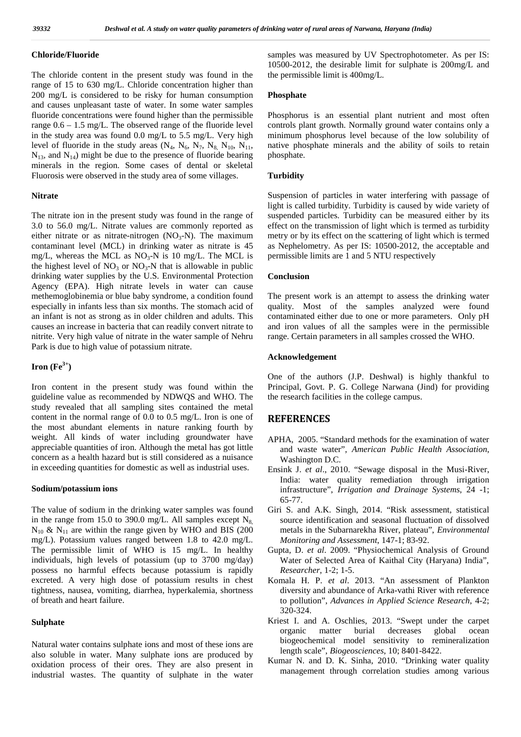### Chloride/Fluoride

The chloride content in the present study was found in the range of 15 to 630 mg/L. Chloride concentration higher than 200 mg/L is considered to be risky for human consumption and causes unpleasant taste of water. In some water samples fluoride concentrations were found higher than the permissible range 0.6 – 1.5 mg/L. The observed range of the fluoride level in the study area was found 0.0 mg/L to 5.5 mg/L. Very high level of fluoride in the study areas ($N_4$, $N_6$, $N_7$, $N_8$, $N_{10}$, $N_{11}$, $N_{13}$, and $N_{14}$) might be due to the presence of fluoride bearing minerals in the region. Some cases of dental or skeletal Fluorosis were observed in the study area of some villages.

### Nitrate

The nitrate ion in the present study was found in the range of 3.0 to 56.0 mg/L. Nitrate values are commonly reported as either nitrate or as nitrate-nitrogen ($NO_3$-N). The maximum contaminant level (MCL) in drinking water as nitrate is 45 mg/L, whereas the MCL as $NO_3$-N is 10 mg/L. The MCL is the highest level of $NO_3$ or $NO_3$-N that is allowable in public drinking water supplies by the U.S. Environmental Protection Agency (EPA). High nitrate levels in water can cause methemoglobinemia or blue baby syndrome, a condition found especially in infants less than six months. The stomach acid of an infant is not as strong as in older children and adults. This causes an increase in bacteria that can readily convert nitrate to nitrite. Very high value of nitrate in the water sample of Nehru Park is due to high value of potassium nitrate.

### Iron ($Fe^{3+}$)

Iron content in the present study was found within the guideline value as recommended by NDWQS and WHO. The study revealed that all sampling sites contained the metal content in the normal range of 0.0 to 0.5 mg/L. Iron is one of the most abundant elements in nature ranking fourth by weight. All kinds of water including groundwater have appreciable quantities of iron. Although the metal has got little concern as a health hazard but is still considered as a nuisance in exceeding quantities for domestic as well as industrial uses.

### Sodium/potassium ions

The value of sodium in the drinking water samples was found in the range from 15.0 to 390.0 mg/L. All samples except $N_8$, $N_{10}$ & $N_{11}$ are within the range given by WHO and BIS (200 mg/L). Potassium values ranged between 1.8 to 42.0 mg/L. The permissible limit of WHO is 15 mg/L. In healthy individuals, high levels of potassium (up to 3700 mg/day) possess no harmful effects because potassium is rapidly excreted. A very high dose of potassium results in chest tightness, nausea, vomiting, diarrhea, hyperkalemia, shortness of breath and heart failure.

### Sulphate

Natural water contains sulphate ions and most of these ions are also soluble in water. Many sulphate ions are produced by oxidation process of their ores. They are also present in industrial wastes. The quantity of sulphate in the water samples was measured by UV Spectrophotometer. As per IS: 10500-2012, the desirable limit for sulphate is 200mg/L and the permissible limit is 400mg/L.

### Phosphate

Phosphorus is an essential plant nutrient and most often controls plant growth. Normally ground water contains only a minimum phosphorus level because of the low solubility of native phosphate minerals and the ability of soils to retain phosphate.

### Turbidity

Suspension of particles in water interfering with passage of light is called turbidity. Turbidity is caused by wide variety of suspended particles. Turbidity can be measured either by its effect on the transmission of light which is termed as turbidity metry or by its effect on the scattering of light which is termed as Nephelometry. As per IS: 10500-2012, the acceptable and permissible limits are 1 and 5 NTU respectively

### Conclusion

The present work is an attempt to assess the drinking water quality. Most of the samples analyzed were found contaminated either due to one or more parameters. Only pH and iron values of all the samples were in the permissible range. Certain parameters in all samples crossed the WHO.

### Acknowledgement

One of the authors (J.P. Deshwal) is highly thankful to Principal, Govt. P. G. College Narwana (Jind) for providing the research facilities in the college campus.

## REFERENCES

- APHA, 2005. "Standard methods for the examination of water and waste water", *American Public Health Association*, Washington D.C.
- Ensink J. *et al*., 2010. "Sewage disposal in the Musi-River, India: water quality remediation through irrigation infrastructure", *Irrigation and Drainage Systems*, 24 -1; 65-77.
- Giri S. and A.K. Singh, 2014. "Risk assessment, statistical source identification and seasonal fluctuation of dissolved metals in the Subarnarekha River, plateau", *Environmental Monitoring and Assessment*, 147-1; 83-92.
- Gupta, D. *et al*. 2009. "Physiochemical Analysis of Ground Water of Selected Area of Kaithal City (Haryana) India", *Researcher*, 1-2; 1-5.
- Komala H. P. *et al*. 2013. "An assessment of Plankton diversity and abundance of Arka-vathi River with reference to pollution", *Advances in Applied Science Research*, 4-2; 320-324.
- Kriest I. and A. Oschlies, 2013. "Swept under the carpet organic matter burial decreases global ocean biogeochemical model sensitivity to remineralization length scale", *Biogeosciences*, 10; 8401-8422.
- Kumar N. and D. K. Sinha, 2010. "Drinking water quality management through correlation studies among various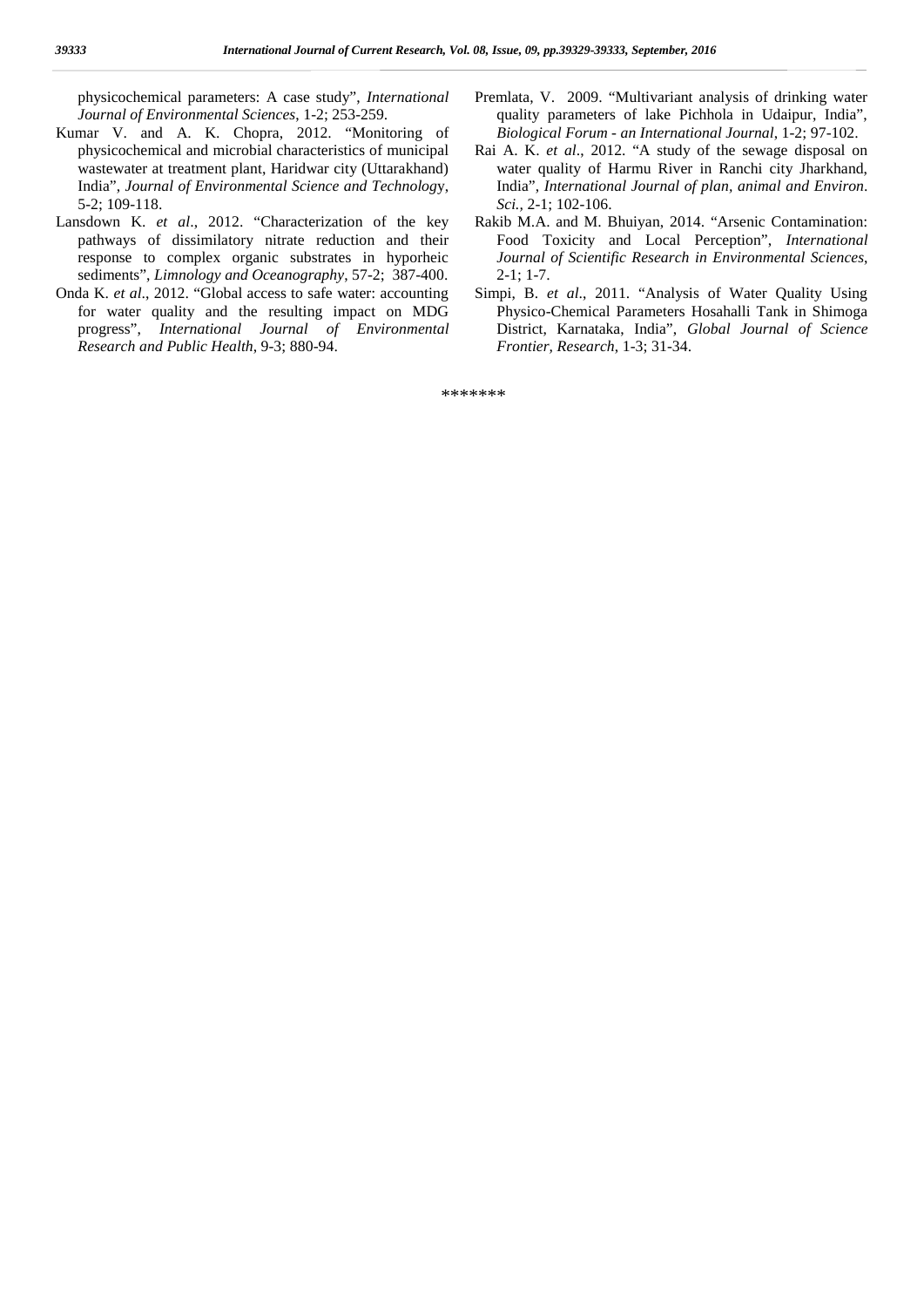physicochemical parameters: A case study", *International Journal of Environmental Sciences*, 1-2; 253-259.

Kumar V. and A. K. Chopra, 2012. "Monitoring of physicochemical and microbial characteristics of municipal wastewater at treatment plant, Haridwar city (Uttarakhand) India", *Journal of Environmental Science and Technology*, 5-2; 109-118.

Lansdown K. *et al*., 2012. "Characterization of the key pathways of dissimilatory nitrate reduction and their response to complex organic substrates in hyporheic sediments", *Limnology and Oceanography*, 57-2; 387-400.

Onda K. *et al*., 2012. "Global access to safe water: accounting for water quality and the resulting impact on MDG progress", *International Journal of Environmental Research and Public Health*, 9-3; 880-94.

Premlata, V. 2009. "Multivariant analysis of drinking water quality parameters of lake Pichhola in Udaipur, India", *Biological Forum - an International Journal*, 1-2; 97-102.

Rai A. K. *et al*., 2012. "A study of the sewage disposal on water quality of Harmu River in Ranchi city Jharkhand, India", *International Journal of plan, animal and Environ. Sci.*, 2-1; 102-106.

Rakib M.A. and M. Bhuiyan, 2014. "Arsenic Contamination: Food Toxicity and Local Perception", *International Journal of Scientific Research in Environmental Sciences*, 2-1; 1-7.

Simpi, B. *et al*., 2011. "Analysis of Water Quality Using Physico-Chemical Parameters Hosahalli Tank in Shimoga District, Karnataka, India", *Global Journal of Science Frontier, Research*, 1-3; 31-34.

*******